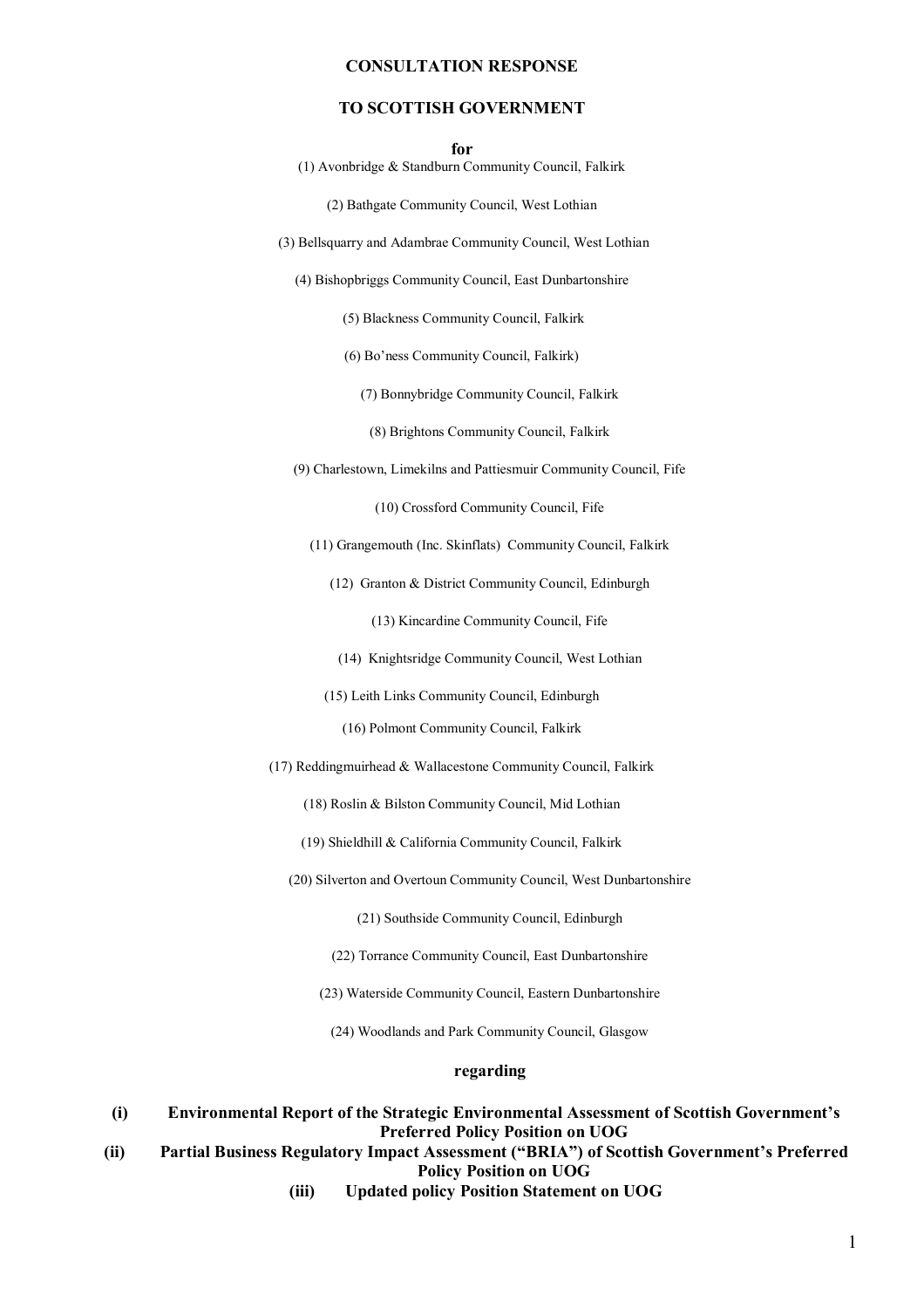**CONSULTATION RESPONSE**

**TO SCOTTISH GOVERNMENT**

**for**

(1) Avonbridge & Standburn Community Council, Falkirk

(2) Bathgate Community Council, West Lothian

(3) Bellsquarry and Adambrae Community Council, West Lothian

(4) Bishopbriggs Community Council, East Dunbartonshire

(5) Blackness Community Council, Falkirk

(6) Bo'ness Community Council, Falkirk)

(7) Bonnybridge Community Council, Falkirk

(8) Brightons Community Council, Falkirk

(9) Charlestown, Limekilns and Pattiesmuir Community Council, Fife

(10) Crossford Community Council, Fife

(11) Grangemouth (Inc. Skinflats) Community Council, Falkirk

(12) Granton & District Community Council, Edinburgh

(13) Kincardine Community Council, Fife

(14) Knightsridge Community Council, West Lothian

(15) Leith Links Community Council, Edinburgh

(16) Polmont Community Council, Falkirk

(17) Reddingmuirhead & Wallacestone Community Council, Falkirk

(18) Roslin & Bilston Community Council, Mid Lothian

(19) Shieldhill & California Community Council, Falkirk

(20) Silverton and Overtoun Community Council, West Dunbartonshire

(21) Southside Community Council, Edinburgh

(22) Torrance Community Council, East Dunbartonshire

(23) Waterside Community Council, Eastern Dunbartonshire

(24) Woodlands and Park Community Council, Glasgow

**regarding**

**(i) Environmental Report of the Strategic Environmental Assessment of Scottish Government's Preferred Policy Position on UOG**

**(ii) Partial Business Regulatory Impact Assessment ("BRIA") of Scottish Government's Preferred Policy Position on UOG**

**(iii) Updated policy Position Statement on UOG**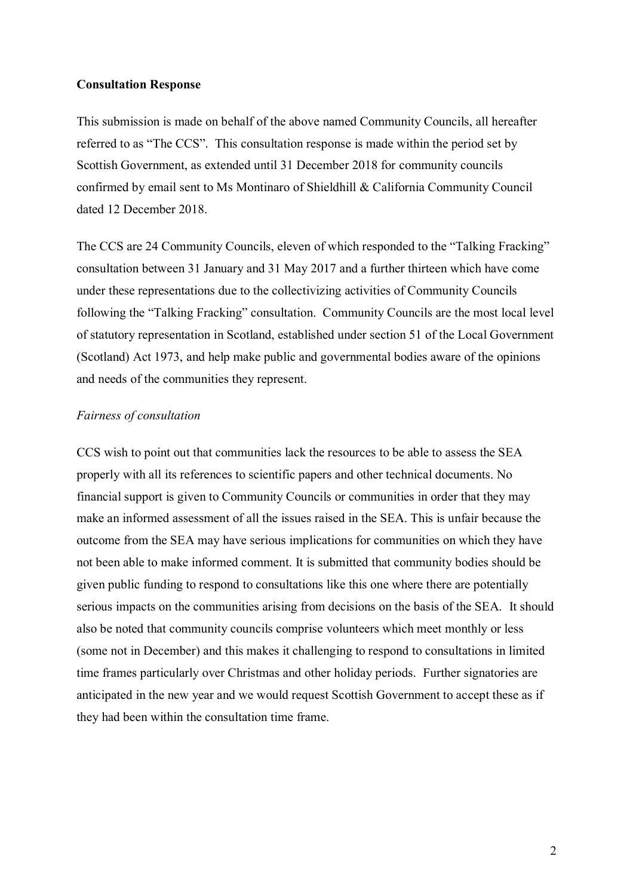**Consultation Response**

This submission is made on behalf of the above named Community Councils, all hereafter referred to as "The CCS". This consultation response is made within the period set by Scottish Government, as extended until 31 December 2018 for community councils confirmed by email sent to Ms Montinaro of Shieldhill & California Community Council dated 12 December 2018.

The CCS are 24 Community Councils, eleven of which responded to the "Talking Fracking" consultation between 31 January and 31 May 2017 and a further thirteen which have come under these representations due to the collectivizing activities of Community Councils following the "Talking Fracking" consultation. Community Councils are the most local level of statutory representation in Scotland, established under section 51 of the Local Government (Scotland) Act 1973, and help make public and governmental bodies aware of the opinions and needs of the communities they represent.

*Fairness of consultation*

CCS wish to point out that communities lack the resources to be able to assess the SEA properly with all its references to scientific papers and other technical documents. No financial support is given to Community Councils or communities in order that they may make an informed assessment of all the issues raised in the SEA. This is unfair because the outcome from the SEA may have serious implications for communities on which they have not been able to make informed comment. It is submitted that community bodies should be given public funding to respond to consultations like this one where there are potentially serious impacts on the communities arising from decisions on the basis of the SEA. It should also be noted that community councils comprise volunteers which meet monthly or less (some not in December) and this makes it challenging to respond to consultations in limited time frames particularly over Christmas and other holiday periods. Further signatories are anticipated in the new year and we would request Scottish Government to accept these as if they had been within the consultation time frame.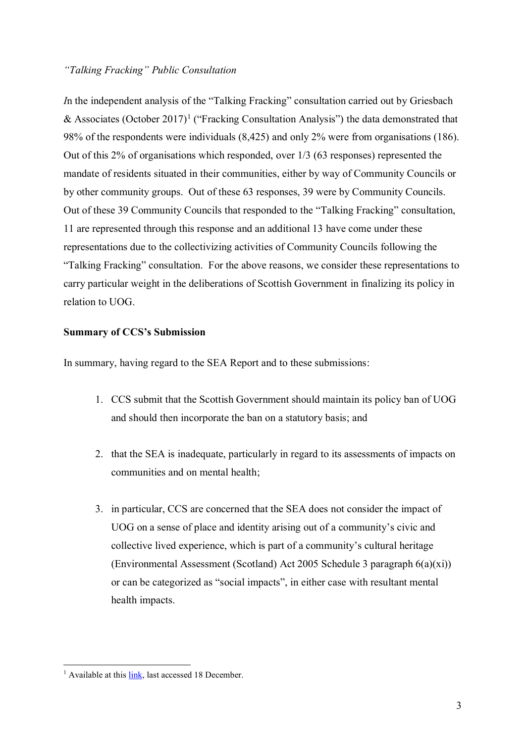*"Talking Fracking" Public Consultation*

*I*n the independent analysis of the "Talking Fracking" consultation carried out by Griesbach & Associates (October 2017)[1] ("Fracking Consultation Analysis") the data demonstrated that 98% of the respondents were individuals (8,425) and only 2% were from organisations (186). Out of this 2% of organisations which responded, over 1/3 (63 responses) represented the mandate of residents situated in their communities, either by way of Community Councils or by other community groups. Out of these 63 responses, 39 were by Community Councils. Out of these 39 Community Councils that responded to the "Talking Fracking" consultation, 11 are represented through this response and an additional 13 have come under these representations due to the collectivizing activities of Community Councils following the "Talking Fracking" consultation. For the above reasons, we consider these representations to carry particular weight in the deliberations of Scottish Government in finalizing its policy in relation to UOG.

**Summary of CCS's Submission**

In summary, having regard to the SEA Report and to these submissions:

1. CCS submit that the Scottish Government should maintain its policy ban of UOG and should then incorporate the ban on a statutory basis; and
2. that the SEA is inadequate, particularly in regard to its assessments of impacts on communities and on mental health;
3. in particular, CCS are concerned that the SEA does not consider the impact of UOG on a sense of place and identity arising out of a community's civic and collective lived experience, which is part of a community's cultural heritage (Environmental Assessment (Scotland) Act 2005 Schedule 3 paragraph 6(a)(xi)) or can be categorized as "social impacts", in either case with resultant mental health impacts.

[1] Available at this link, last accessed 18 December.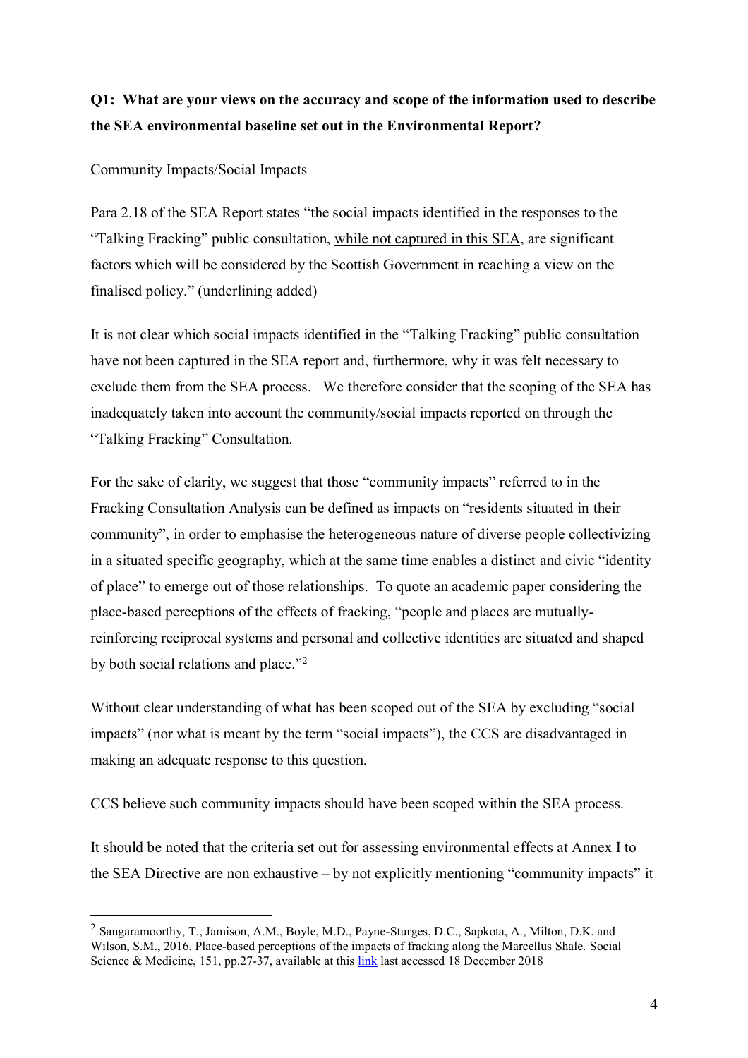**Q1: What are your views on the accuracy and scope of the information used to describe the SEA environmental baseline set out in the Environmental Report?**

<u>Community Impacts/Social Impacts</u>

Para 2.18 of the SEA Report states "the social impacts identified in the responses to the "Talking Fracking" public consultation, <u>while not captured in this SEA</u>, are significant factors which will be considered by the Scottish Government in reaching a view on the finalised policy." (underlining added)

It is not clear which social impacts identified in the "Talking Fracking" public consultation have not been captured in the SEA report and, furthermore, why it was felt necessary to exclude them from the SEA process. We therefore consider that the scoping of the SEA has inadequately taken into account the community/social impacts reported on through the "Talking Fracking" Consultation.

For the sake of clarity, we suggest that those "community impacts" referred to in the Fracking Consultation Analysis can be defined as impacts on "residents situated in their community", in order to emphasise the heterogeneous nature of diverse people collectivizing in a situated specific geography, which at the same time enables a distinct and civic "identity of place" to emerge out of those relationships. To quote an academic paper considering the place-based perceptions of the effects of fracking, "people and places are mutually-reinforcing reciprocal systems and personal and collective identities are situated and shaped by both social relations and place."[2]

Without clear understanding of what has been scoped out of the SEA by excluding "social impacts" (nor what is meant by the term "social impacts"), the CCS are disadvantaged in making an adequate response to this question.

CCS believe such community impacts should have been scoped within the SEA process.

It should be noted that the criteria set out for assessing environmental effects at Annex I to the SEA Directive are non exhaustive – by not explicitly mentioning "community impacts" it

---

[2] Sangaramoorthy, T., Jamison, A.M., Boyle, M.D., Payne-Sturges, D.C., Sapkota, A., Milton, D.K. and Wilson, S.M., 2016. Place-based perceptions of the impacts of fracking along the Marcellus Shale. Social Science & Medicine, 151, pp.27-37, available at this link last accessed 18 December 2018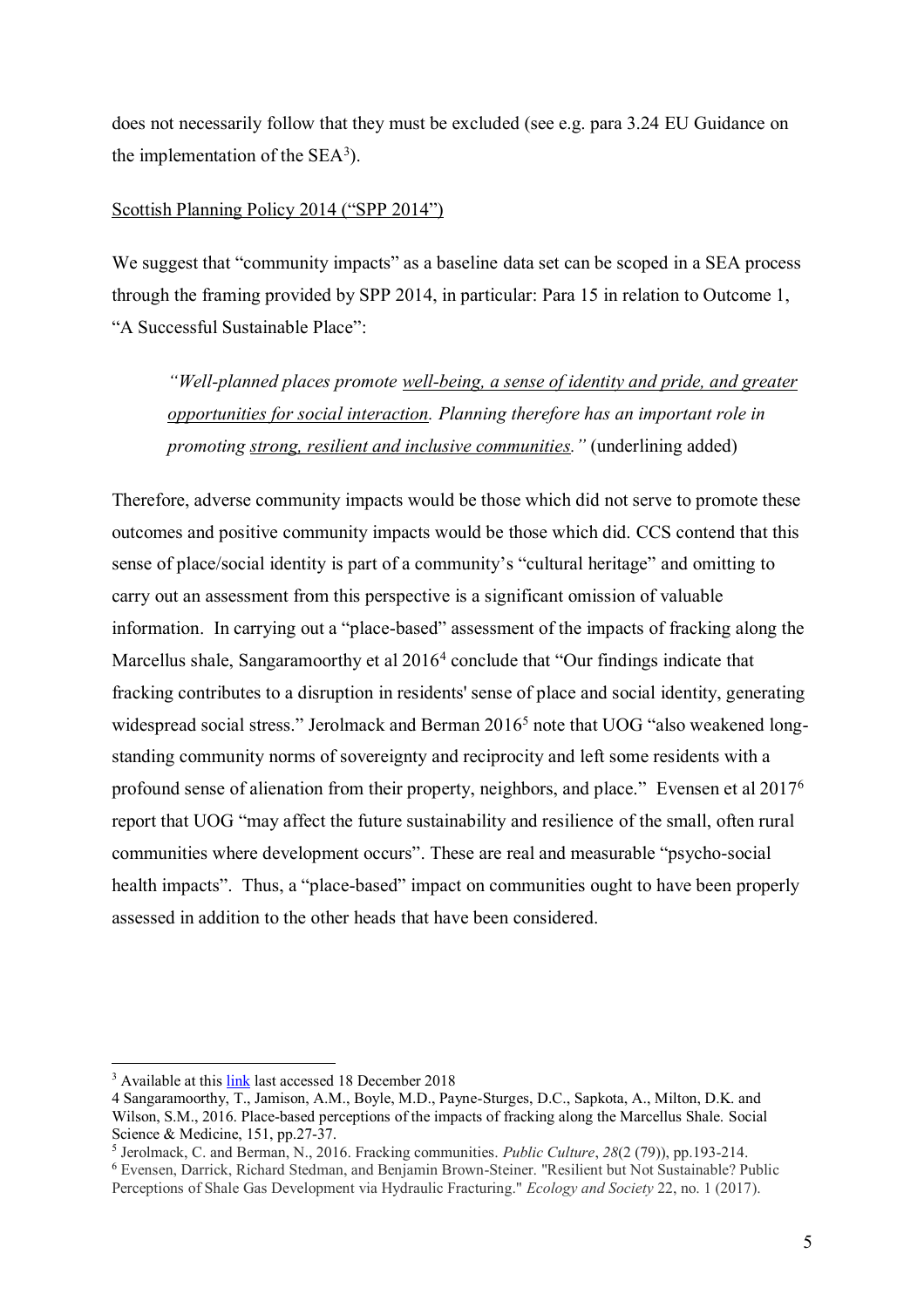does not necessarily follow that they must be excluded (see e.g. para 3.24 EU Guidance on the implementation of the SEA[3]).

<u>Scottish Planning Policy 2014 ("SPP 2014")</u>

We suggest that "community impacts" as a baseline data set can be scoped in a SEA process through the framing provided by SPP 2014, in particular: Para 15 in relation to Outcome 1, "A Successful Sustainable Place":

> *"Well-planned places promote <u>well-being, a sense of identity and pride, and greater opportunities for social interaction</u>. Planning therefore has an important role in promoting <u>strong, resilient and inclusive communities</u>."* (underlining added)

Therefore, adverse community impacts would be those which did not serve to promote these outcomes and positive community impacts would be those which did. CCS contend that this sense of place/social identity is part of a community's "cultural heritage" and omitting to carry out an assessment from this perspective is a significant omission of valuable information. In carrying out a "place-based" assessment of the impacts of fracking along the Marcellus shale, Sangaramoorthy et al 2016[4] conclude that "Our findings indicate that fracking contributes to a disruption in residents' sense of place and social identity, generating widespread social stress." Jerolmack and Berman 2016[5] note that UOG "also weakened long-standing community norms of sovereignty and reciprocity and left some residents with a profound sense of alienation from their property, neighbors, and place." Evensen et al 2017[6] report that UOG "may affect the future sustainability and resilience of the small, often rural communities where development occurs". These are real and measurable "psycho-social health impacts". Thus, a "place-based" impact on communities ought to have been properly assessed in addition to the other heads that have been considered.

---

[3] Available at this link last accessed 18 December 2018

[4] Sangaramoorthy, T., Jamison, A.M., Boyle, M.D., Payne-Sturges, D.C., Sapkota, A., Milton, D.K. and Wilson, S.M., 2016. Place-based perceptions of the impacts of fracking along the Marcellus Shale. Social Science & Medicine, 151, pp.27-37.

[5] Jerolmack, C. and Berman, N., 2016. Fracking communities. *Public Culture*, *28*(2 (79)), pp.193-214.

[6] Evensen, Darrick, Richard Stedman, and Benjamin Brown-Steiner. "Resilient but Not Sustainable? Public Perceptions of Shale Gas Development via Hydraulic Fracturing." *Ecology and Society* 22, no. 1 (2017).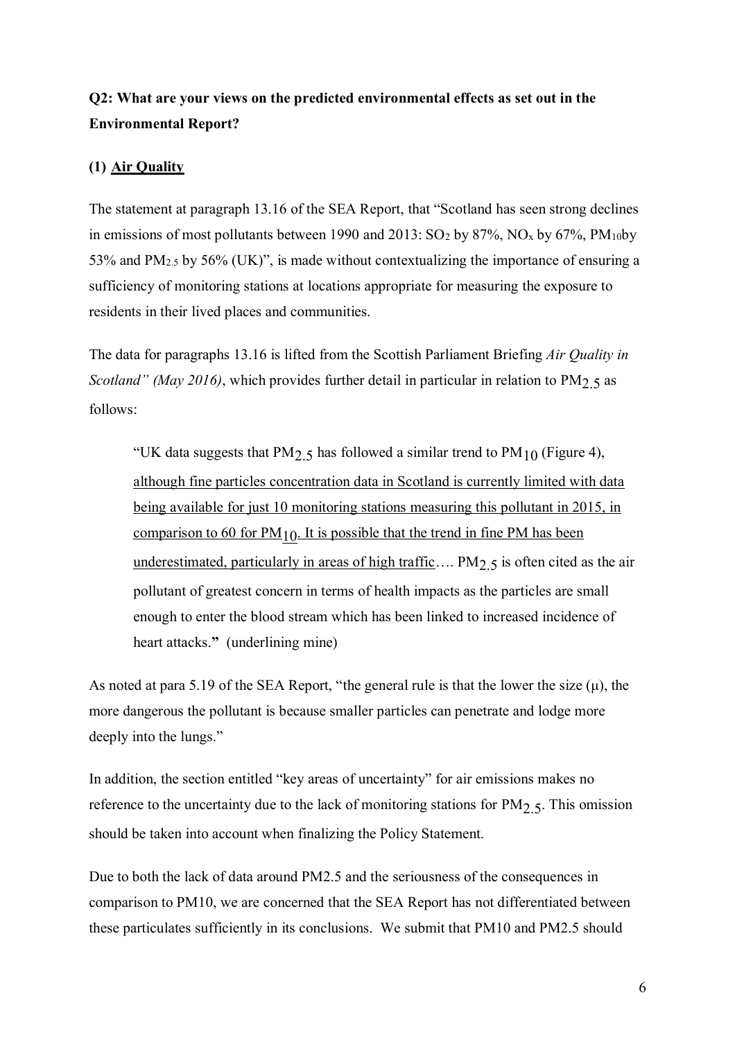**Q2: What are your views on the predicted environmental effects as set out in the Environmental Report?**

**(1) <u>Air Quality</u>**

The statement at paragraph 13.16 of the SEA Report, that "Scotland has seen strong declines in emissions of most pollutants between 1990 and 2013: $SO_2$ by 87%, $NO_x$ by 67%, $PM_{10}$by 53% and $PM_{2.5}$ by 56% (UK)", is made without contextualizing the importance of ensuring a sufficiency of monitoring stations at locations appropriate for measuring the exposure to residents in their lived places and communities.

The data for paragraphs 13.16 is lifted from the Scottish Parliament Briefing *Air Quality in Scotland" (May 2016)*, which provides further detail in particular in relation to $PM_{2.5}$ as follows:

> "UK data suggests that $PM_{2.5}$ has followed a similar trend to $PM_{10}$ (Figure 4), <u>although fine particles concentration data in Scotland is currently limited with data being available for just 10 monitoring stations measuring this pollutant in 2015, in comparison to 60 for $PM_{10}$. It is possible that the trend in fine PM has been underestimated, particularly in areas of high traffic</u>…. $PM_{2.5}$ is often cited as the air pollutant of greatest concern in terms of health impacts as the particles are small enough to enter the blood stream which has been linked to increased incidence of heart attacks.**"** (underlining mine)

As noted at para 5.19 of the SEA Report, "the general rule is that the lower the size (μ), the more dangerous the pollutant is because smaller particles can penetrate and lodge more deeply into the lungs."

In addition, the section entitled "key areas of uncertainty" for air emissions makes no reference to the uncertainty due to the lack of monitoring stations for $PM_{2.5}$. This omission should be taken into account when finalizing the Policy Statement.

Due to both the lack of data around PM2.5 and the seriousness of the consequences in comparison to PM10, we are concerned that the SEA Report has not differentiated between these particulates sufficiently in its conclusions. We submit that PM10 and PM2.5 should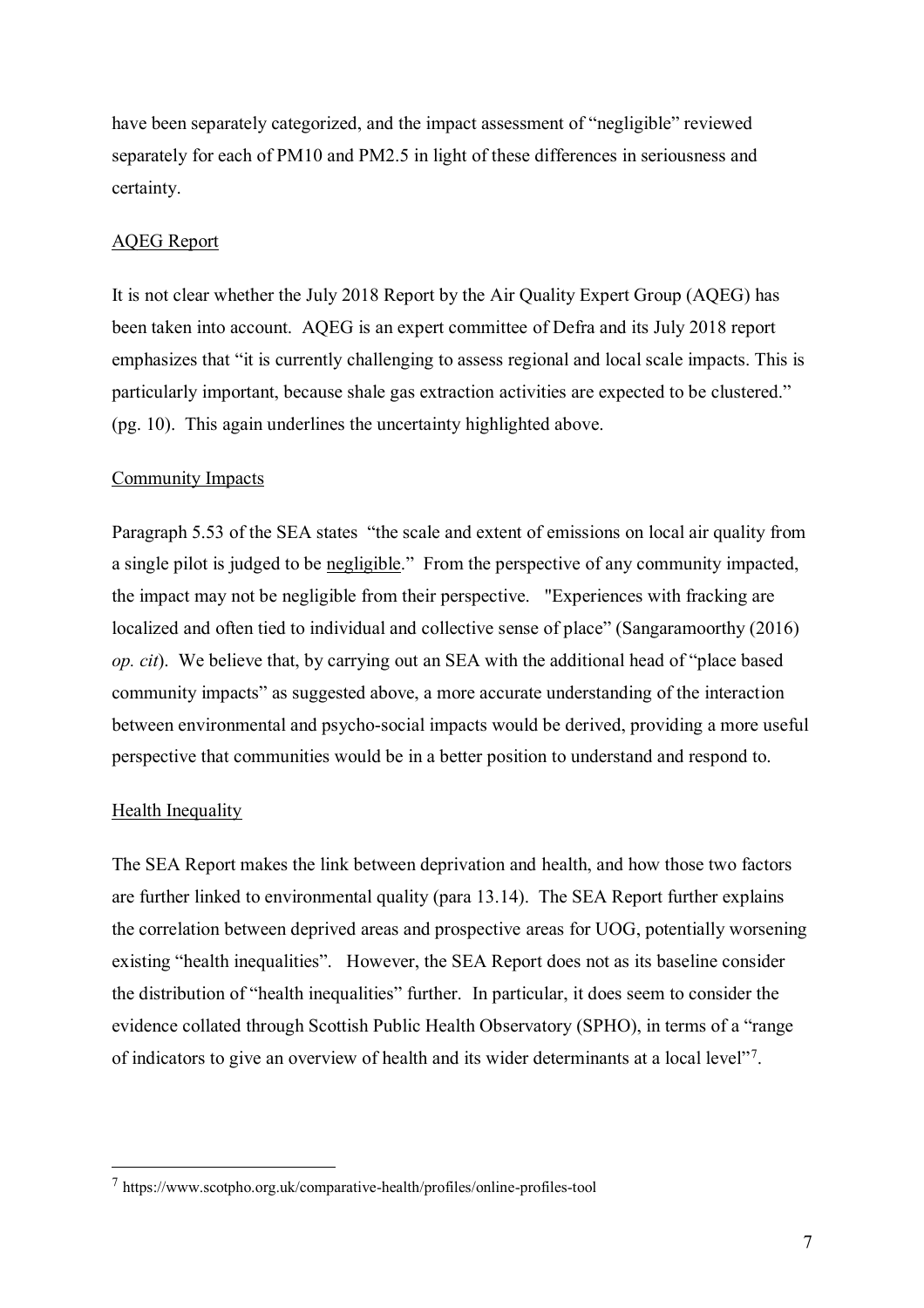have been separately categorized, and the impact assessment of "negligible" reviewed separately for each of PM10 and PM2.5 in light of these differences in seriousness and certainty.

AQEG Report

It is not clear whether the July 2018 Report by the Air Quality Expert Group (AQEG) has been taken into account. AQEG is an expert committee of Defra and its July 2018 report emphasizes that "it is currently challenging to assess regional and local scale impacts. This is particularly important, because shale gas extraction activities are expected to be clustered." (pg. 10). This again underlines the uncertainty highlighted above.

Community Impacts

Paragraph 5.53 of the SEA states "the scale and extent of emissions on local air quality from a single pilot is judged to be negligible." From the perspective of any community impacted, the impact may not be negligible from their perspective. "Experiences with fracking are localized and often tied to individual and collective sense of place" (Sangaramoorthy (2016) *op. cit*). We believe that, by carrying out an SEA with the additional head of "place based community impacts" as suggested above, a more accurate understanding of the interaction between environmental and psycho-social impacts would be derived, providing a more useful perspective that communities would be in a better position to understand and respond to.

Health Inequality

The SEA Report makes the link between deprivation and health, and how those two factors are further linked to environmental quality (para 13.14). The SEA Report further explains the correlation between deprived areas and prospective areas for UOG, potentially worsening existing "health inequalities". However, the SEA Report does not as its baseline consider the distribution of "health inequalities" further. In particular, it does seem to consider the evidence collated through Scottish Public Health Observatory (SPHO), in terms of a "range of indicators to give an overview of health and its wider determinants at a local level"[7].

[7] https://www.scotpho.org.uk/comparative-health/profiles/online-profiles-tool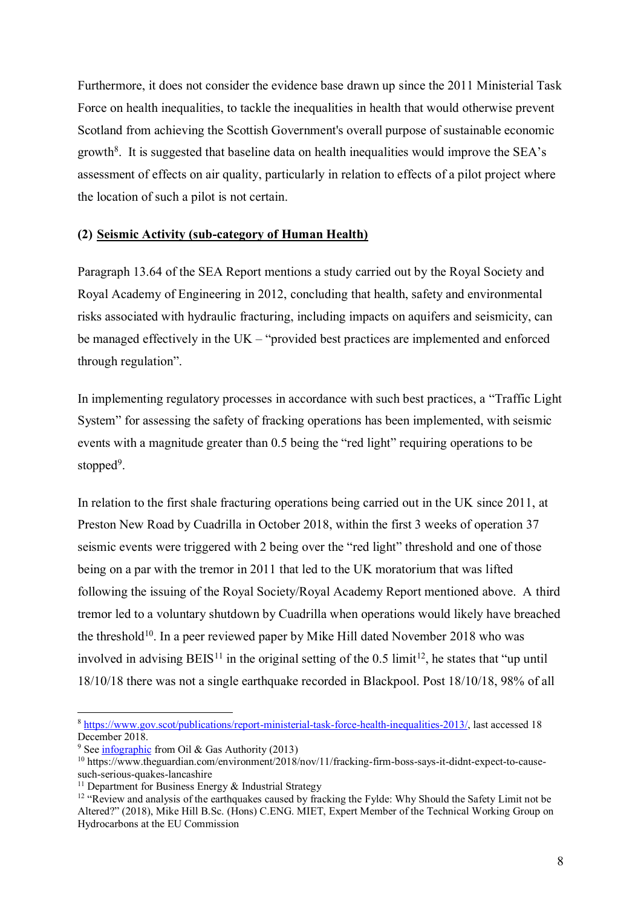Furthermore, it does not consider the evidence base drawn up since the 2011 Ministerial Task Force on health inequalities, to tackle the inequalities in health that would otherwise prevent Scotland from achieving the Scottish Government's overall purpose of sustainable economic growth[8]. It is suggested that baseline data on health inequalities would improve the SEA's assessment of effects on air quality, particularly in relation to effects of a pilot project where the location of such a pilot is not certain.

**(2) <u>Seismic Activity (sub-category of Human Health)</u>**

Paragraph 13.64 of the SEA Report mentions a study carried out by the Royal Society and Royal Academy of Engineering in 2012, concluding that health, safety and environmental risks associated with hydraulic fracturing, including impacts on aquifers and seismicity, can be managed effectively in the UK – "provided best practices are implemented and enforced through regulation".

In implementing regulatory processes in accordance with such best practices, a "Traffic Light System" for assessing the safety of fracking operations has been implemented, with seismic events with a magnitude greater than 0.5 being the "red light" requiring operations to be stopped[9].

In relation to the first shale fracturing operations being carried out in the UK since 2011, at Preston New Road by Cuadrilla in October 2018, within the first 3 weeks of operation 37 seismic events were triggered with 2 being over the "red light" threshold and one of those being on a par with the tremor in 2011 that led to the UK moratorium that was lifted following the issuing of the Royal Society/Royal Academy Report mentioned above. A third tremor led to a voluntary shutdown by Cuadrilla when operations would likely have breached the threshold[10]. In a peer reviewed paper by Mike Hill dated November 2018 who was involved in advising BEIS[11] in the original setting of the 0.5 limit[12], he states that "up until 18/10/18 there was not a single earthquake recorded in Blackpool. Post 18/10/18, 98% of all

---

[8] https://www.gov.scot/publications/report-ministerial-task-force-health-inequalities-2013/, last accessed 18 December 2018.

[9] See infographic from Oil & Gas Authority (2013)

[10] https://www.theguardian.com/environment/2018/nov/11/fracking-firm-boss-says-it-didnt-expect-to-cause-such-serious-quakes-lancashire

[11] Department for Business Energy & Industrial Strategy

[12] "Review and analysis of the earthquakes caused by fracking the Fylde: Why Should the Safety Limit not be Altered?" (2018), Mike Hill B.Sc. (Hons) C.ENG. MIET, Expert Member of the Technical Working Group on Hydrocarbons at the EU Commission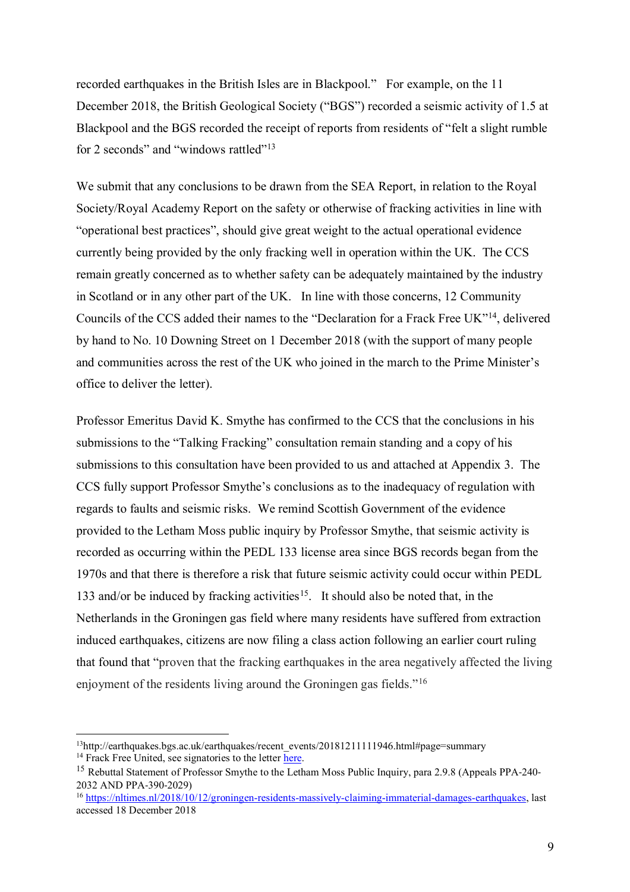recorded earthquakes in the British Isles are in Blackpool." For example, on the 11 December 2018, the British Geological Society ("BGS") recorded a seismic activity of 1.5 at Blackpool and the BGS recorded the receipt of reports from residents of "felt a slight rumble for 2 seconds" and "windows rattled"[13]

We submit that any conclusions to be drawn from the SEA Report, in relation to the Royal Society/Royal Academy Report on the safety or otherwise of fracking activities in line with "operational best practices", should give great weight to the actual operational evidence currently being provided by the only fracking well in operation within the UK. The CCS remain greatly concerned as to whether safety can be adequately maintained by the industry in Scotland or in any other part of the UK. In line with those concerns, 12 Community Councils of the CCS added their names to the "Declaration for a Frack Free UK"[14], delivered by hand to No. 10 Downing Street on 1 December 2018 (with the support of many people and communities across the rest of the UK who joined in the march to the Prime Minister's office to deliver the letter).

Professor Emeritus David K. Smythe has confirmed to the CCS that the conclusions in his submissions to the "Talking Fracking" consultation remain standing and a copy of his submissions to this consultation have been provided to us and attached at Appendix 3. The CCS fully support Professor Smythe's conclusions as to the inadequacy of regulation with regards to faults and seismic risks. We remind Scottish Government of the evidence provided to the Letham Moss public inquiry by Professor Smythe, that seismic activity is recorded as occurring within the PEDL 133 license area since BGS records began from the 1970s and that there is therefore a risk that future seismic activity could occur within PEDL 133 and/or be induced by fracking activities[15]. It should also be noted that, in the Netherlands in the Groningen gas field where many residents have suffered from extraction induced earthquakes, citizens are now filing a class action following an earlier court ruling that found that "proven that the fracking earthquakes in the area negatively affected the living enjoyment of the residents living around the Groningen gas fields."[16]

---

[13] http://earthquakes.bgs.ac.uk/earthquakes/recent_events/20181211111946.html#page=summary

[14] Frack Free United, see signatories to the letter here.

[15] Rebuttal Statement of Professor Smythe to the Letham Moss Public Inquiry, para 2.9.8 (Appeals PPA-240-2032 AND PPA-390-2029)

[16] https://nltimes.nl/2018/10/12/groningen-residents-massively-claiming-immaterial-damages-earthquakes, last accessed 18 December 2018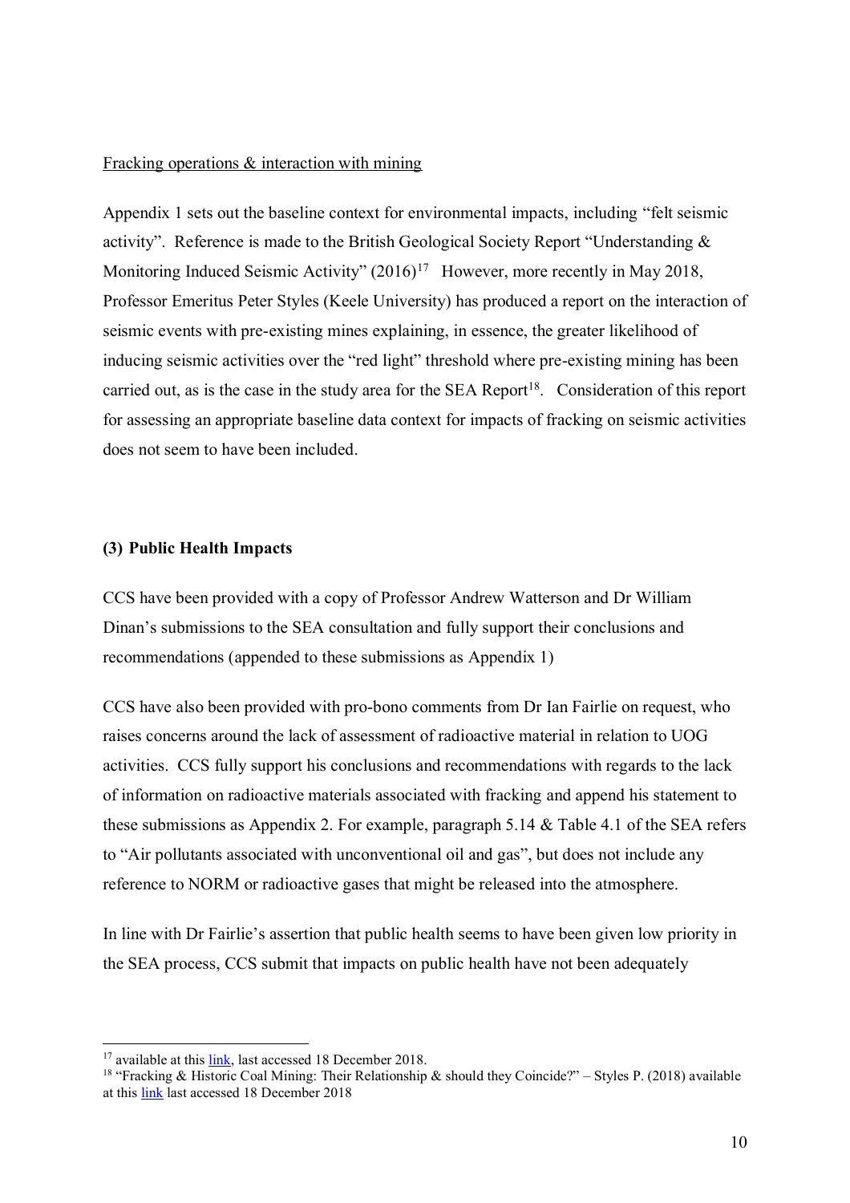<u>Fracking operations & interaction with mining</u>

Appendix 1 sets out the baseline context for environmental impacts, including "felt seismic activity". Reference is made to the British Geological Society Report "Understanding & Monitoring Induced Seismic Activity" (2016)[17] However, more recently in May 2018, Professor Emeritus Peter Styles (Keele University) has produced a report on the interaction of seismic events with pre-existing mines explaining, in essence, the greater likelihood of inducing seismic activities over the "red light" threshold where pre-existing mining has been carried out, as is the case in the study area for the SEA Report[18]. Consideration of this report for assessing an appropriate baseline data context for impacts of fracking on seismic activities does not seem to have been included.

**(3) Public Health Impacts**

CCS have been provided with a copy of Professor Andrew Watterson and Dr William Dinan's submissions to the SEA consultation and fully support their conclusions and recommendations (appended to these submissions as Appendix 1)

CCS have also been provided with pro-bono comments from Dr Ian Fairlie on request, who raises concerns around the lack of assessment of radioactive material in relation to UOG activities. CCS fully support his conclusions and recommendations with regards to the lack of information on radioactive materials associated with fracking and append his statement to these submissions as Appendix 2. For example, paragraph 5.14 & Table 4.1 of the SEA refers to "Air pollutants associated with unconventional oil and gas", but does not include any reference to NORM or radioactive gases that might be released into the atmosphere.

In line with Dr Fairlie's assertion that public health seems to have been given low priority in the SEA process, CCS submit that impacts on public health have not been adequately

---

[17] available at this link, last accessed 18 December 2018.

[18] "Fracking & Historic Coal Mining: Their Relationship & should they Coincide?" – Styles P. (2018) available at this link last accessed 18 December 2018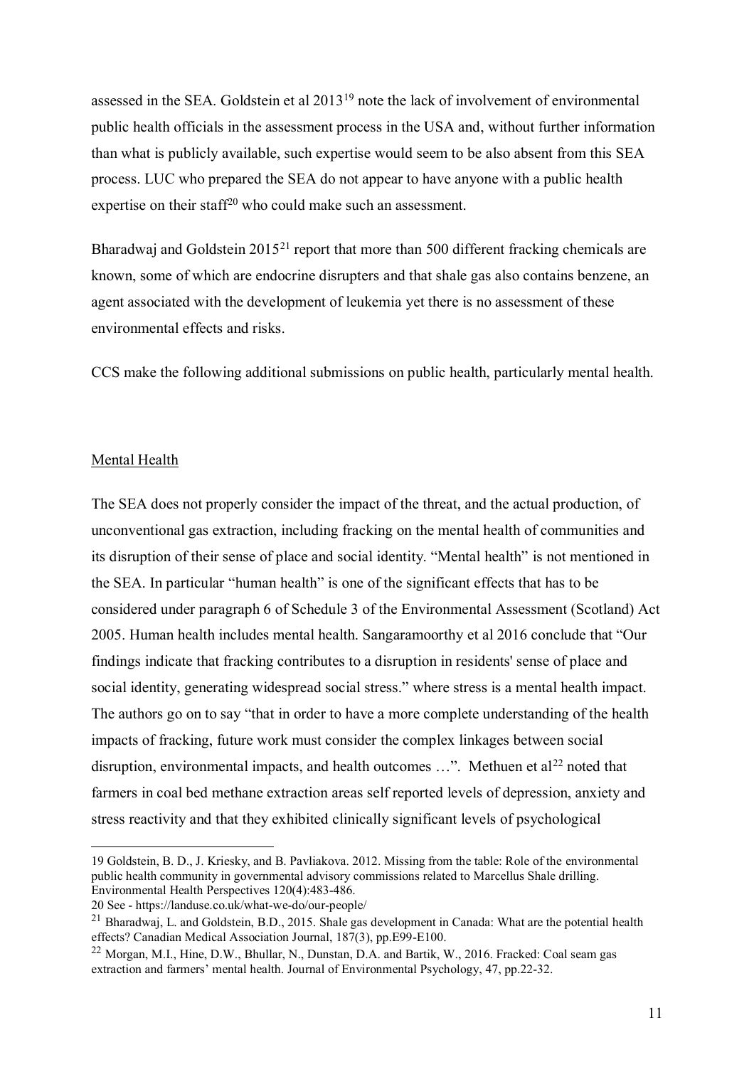assessed in the SEA. Goldstein et al 2013[19] note the lack of involvement of environmental public health officials in the assessment process in the USA and, without further information than what is publicly available, such expertise would seem to be also absent from this SEA process. LUC who prepared the SEA do not appear to have anyone with a public health expertise on their staff[20] who could make such an assessment.

Bharadwaj and Goldstein 2015[21] report that more than 500 different fracking chemicals are known, some of which are endocrine disrupters and that shale gas also contains benzene, an agent associated with the development of leukemia yet there is no assessment of these environmental effects and risks.

CCS make the following additional submissions on public health, particularly mental health.

<u>Mental Health</u>

The SEA does not properly consider the impact of the threat, and the actual production, of unconventional gas extraction, including fracking on the mental health of communities and its disruption of their sense of place and social identity. "Mental health" is not mentioned in the SEA. In particular "human health" is one of the significant effects that has to be considered under paragraph 6 of Schedule 3 of the Environmental Assessment (Scotland) Act 2005. Human health includes mental health. Sangaramoorthy et al 2016 conclude that "Our findings indicate that fracking contributes to a disruption in residents' sense of place and social identity, generating widespread social stress." where stress is a mental health impact. The authors go on to say "that in order to have a more complete understanding of the health impacts of fracking, future work must consider the complex linkages between social disruption, environmental impacts, and health outcomes …". Methuen et al[22] noted that farmers in coal bed methane extraction areas self reported levels of depression, anxiety and stress reactivity and that they exhibited clinically significant levels of psychological

---

19 Goldstein, B. D., J. Kriesky, and B. Pavliakova. 2012. Missing from the table: Role of the environmental public health community in governmental advisory commissions related to Marcellus Shale drilling. Environmental Health Perspectives 120(4):483-486.

20 See - https://landuse.co.uk/what-we-do/our-people/

21 Bharadwaj, L. and Goldstein, B.D., 2015. Shale gas development in Canada: What are the potential health effects? Canadian Medical Association Journal, 187(3), pp.E99-E100.

22 Morgan, M.I., Hine, D.W., Bhullar, N., Dunstan, D.A. and Bartik, W., 2016. Fracked: Coal seam gas extraction and farmers' mental health. Journal of Environmental Psychology, 47, pp.22-32.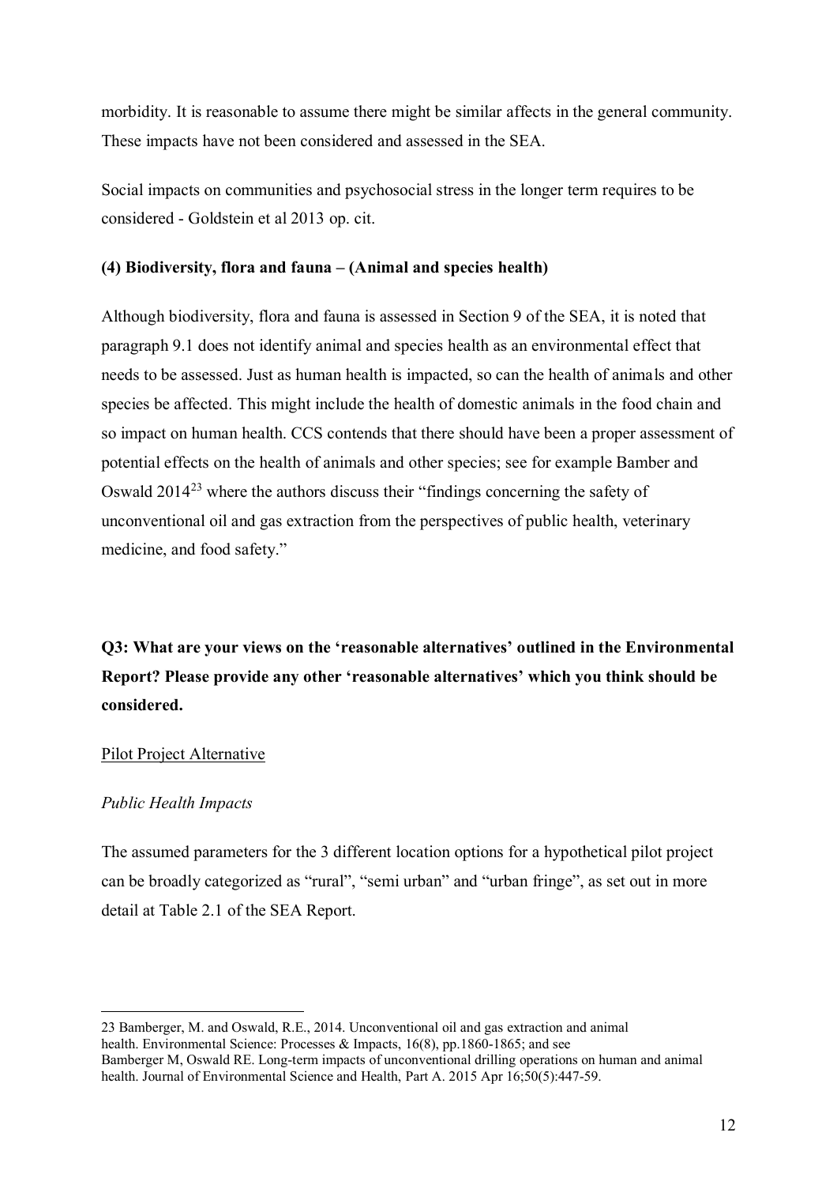morbidity. It is reasonable to assume there might be similar affects in the general community. These impacts have not been considered and assessed in the SEA.

Social impacts on communities and psychosocial stress in the longer term requires to be considered - Goldstein et al 2013 op. cit.

**(4) Biodiversity, flora and fauna – (Animal and species health)**

Although biodiversity, flora and fauna is assessed in Section 9 of the SEA, it is noted that paragraph 9.1 does not identify animal and species health as an environmental effect that needs to be assessed. Just as human health is impacted, so can the health of animals and other species be affected. This might include the health of domestic animals in the food chain and so impact on human health. CCS contends that there should have been a proper assessment of potential effects on the health of animals and other species; see for example Bamber and Oswald 2014[23] where the authors discuss their "findings concerning the safety of unconventional oil and gas extraction from the perspectives of public health, veterinary medicine, and food safety."

**Q3: What are your views on the 'reasonable alternatives' outlined in the Environmental Report? Please provide any other 'reasonable alternatives' which you think should be considered.**

<u>Pilot Project Alternative</u>

*Public Health Impacts*

The assumed parameters for the 3 different location options for a hypothetical pilot project can be broadly categorized as "rural", "semi urban" and "urban fringe", as set out in more detail at Table 2.1 of the SEA Report.

---

23 Bamberger, M. and Oswald, R.E., 2014. Unconventional oil and gas extraction and animal health. Environmental Science: Processes & Impacts, 16(8), pp.1860-1865; and see Bamberger M, Oswald RE. Long-term impacts of unconventional drilling operations on human and animal health. Journal of Environmental Science and Health, Part A. 2015 Apr 16;50(5):447-59.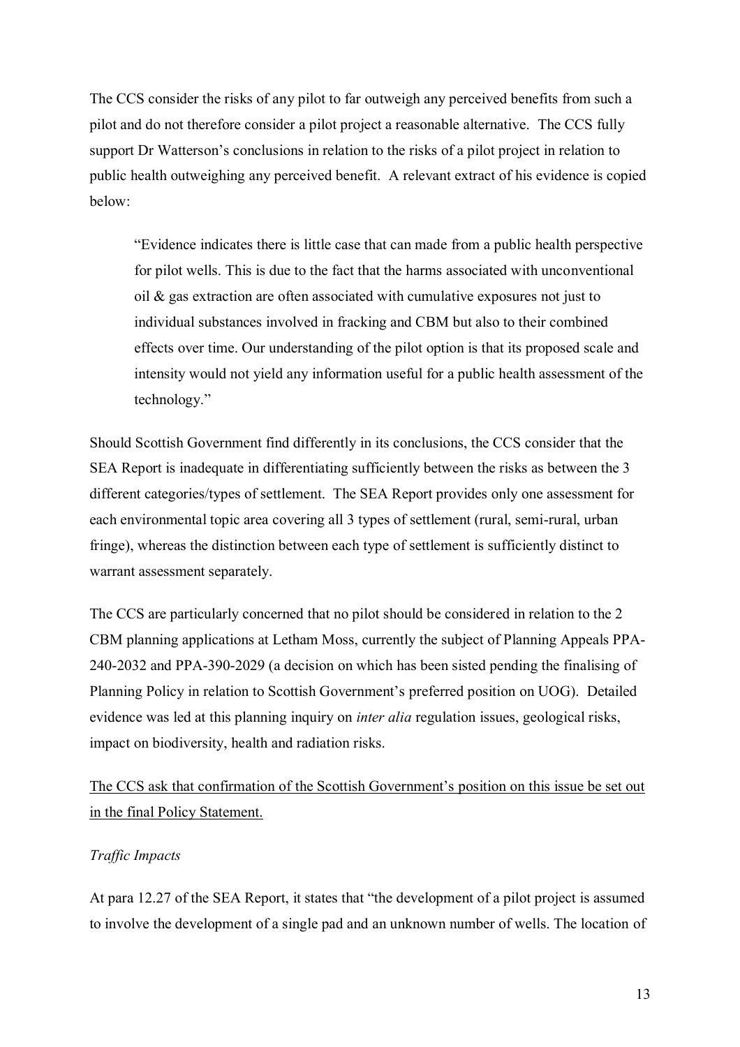The CCS consider the risks of any pilot to far outweigh any perceived benefits from such a pilot and do not therefore consider a pilot project a reasonable alternative. The CCS fully support Dr Watterson's conclusions in relation to the risks of a pilot project in relation to public health outweighing any perceived benefit. A relevant extract of his evidence is copied below:

> "Evidence indicates there is little case that can made from a public health perspective for pilot wells. This is due to the fact that the harms associated with unconventional oil & gas extraction are often associated with cumulative exposures not just to individual substances involved in fracking and CBM but also to their combined effects over time. Our understanding of the pilot option is that its proposed scale and intensity would not yield any information useful for a public health assessment of the technology."

Should Scottish Government find differently in its conclusions, the CCS consider that the SEA Report is inadequate in differentiating sufficiently between the risks as between the 3 different categories/types of settlement. The SEA Report provides only one assessment for each environmental topic area covering all 3 types of settlement (rural, semi-rural, urban fringe), whereas the distinction between each type of settlement is sufficiently distinct to warrant assessment separately.

The CCS are particularly concerned that no pilot should be considered in relation to the 2 CBM planning applications at Letham Moss, currently the subject of Planning Appeals PPA-240-2032 and PPA-390-2029 (a decision on which has been sisted pending the finalising of Planning Policy in relation to Scottish Government's preferred position on UOG). Detailed evidence was led at this planning inquiry on *inter alia* regulation issues, geological risks, impact on biodiversity, health and radiation risks.

<u>The CCS ask that confirmation of the Scottish Government's position on this issue be set out in the final Policy Statement.</u>

*Traffic Impacts*

At para 12.27 of the SEA Report, it states that "the development of a pilot project is assumed to involve the development of a single pad and an unknown number of wells. The location of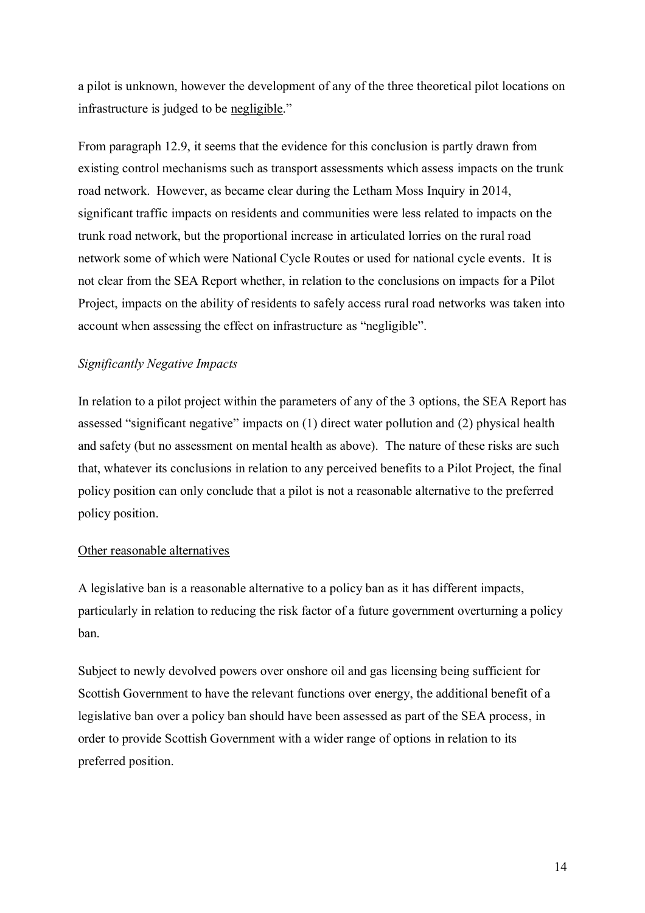a pilot is unknown, however the development of any of the three theoretical pilot locations on infrastructure is judged to be <u>negligible</u>."

From paragraph 12.9, it seems that the evidence for this conclusion is partly drawn from existing control mechanisms such as transport assessments which assess impacts on the trunk road network. However, as became clear during the Letham Moss Inquiry in 2014, significant traffic impacts on residents and communities were less related to impacts on the trunk road network, but the proportional increase in articulated lorries on the rural road network some of which were National Cycle Routes or used for national cycle events. It is not clear from the SEA Report whether, in relation to the conclusions on impacts for a Pilot Project, impacts on the ability of residents to safely access rural road networks was taken into account when assessing the effect on infrastructure as "negligible".

*Significantly Negative Impacts*

In relation to a pilot project within the parameters of any of the 3 options, the SEA Report has assessed "significant negative" impacts on (1) direct water pollution and (2) physical health and safety (but no assessment on mental health as above). The nature of these risks are such that, whatever its conclusions in relation to any perceived benefits to a Pilot Project, the final policy position can only conclude that a pilot is not a reasonable alternative to the preferred policy position.

<u>Other reasonable alternatives</u>

A legislative ban is a reasonable alternative to a policy ban as it has different impacts, particularly in relation to reducing the risk factor of a future government overturning a policy ban.

Subject to newly devolved powers over onshore oil and gas licensing being sufficient for Scottish Government to have the relevant functions over energy, the additional benefit of a legislative ban over a policy ban should have been assessed as part of the SEA process, in order to provide Scottish Government with a wider range of options in relation to its preferred position.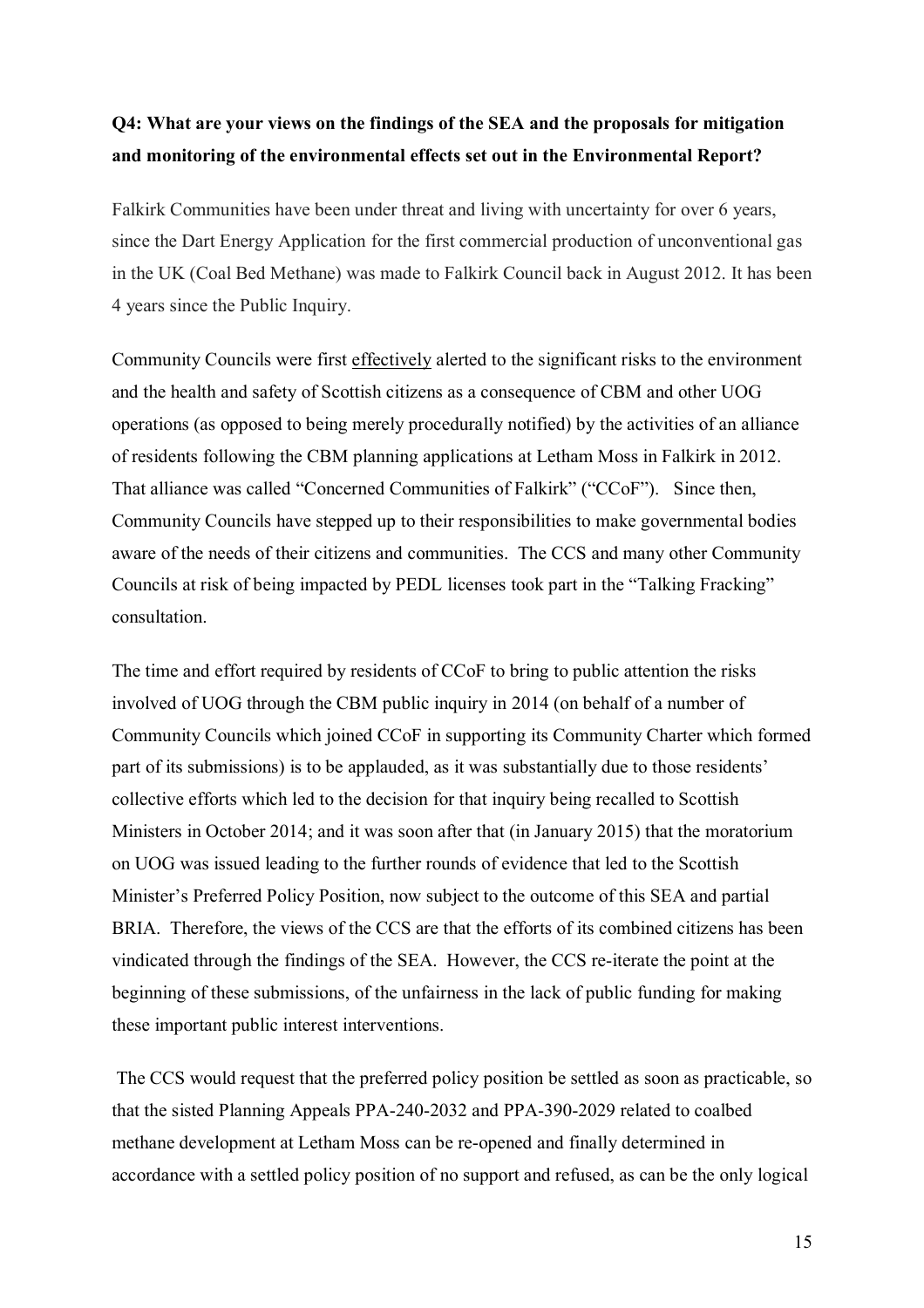**Q4: What are your views on the findings of the SEA and the proposals for mitigation and monitoring of the environmental effects set out in the Environmental Report?**

Falkirk Communities have been under threat and living with uncertainty for over 6 years, since the Dart Energy Application for the first commercial production of unconventional gas in the UK (Coal Bed Methane) was made to Falkirk Council back in August 2012. It has been 4 years since the Public Inquiry.

Community Councils were first effectively alerted to the significant risks to the environment and the health and safety of Scottish citizens as a consequence of CBM and other UOG operations (as opposed to being merely procedurally notified) by the activities of an alliance of residents following the CBM planning applications at Letham Moss in Falkirk in 2012. That alliance was called "Concerned Communities of Falkirk" ("CCoF"). Since then, Community Councils have stepped up to their responsibilities to make governmental bodies aware of the needs of their citizens and communities. The CCS and many other Community Councils at risk of being impacted by PEDL licenses took part in the "Talking Fracking" consultation.

The time and effort required by residents of CCoF to bring to public attention the risks involved of UOG through the CBM public inquiry in 2014 (on behalf of a number of Community Councils which joined CCoF in supporting its Community Charter which formed part of its submissions) is to be applauded, as it was substantially due to those residents' collective efforts which led to the decision for that inquiry being recalled to Scottish Ministers in October 2014; and it was soon after that (in January 2015) that the moratorium on UOG was issued leading to the further rounds of evidence that led to the Scottish Minister's Preferred Policy Position, now subject to the outcome of this SEA and partial BRIA. Therefore, the views of the CCS are that the efforts of its combined citizens has been vindicated through the findings of the SEA. However, the CCS re-iterate the point at the beginning of these submissions, of the unfairness in the lack of public funding for making these important public interest interventions.

The CCS would request that the preferred policy position be settled as soon as practicable, so that the sisted Planning Appeals PPA-240-2032 and PPA-390-2029 related to coalbed methane development at Letham Moss can be re-opened and finally determined in accordance with a settled policy position of no support and refused, as can be the only logical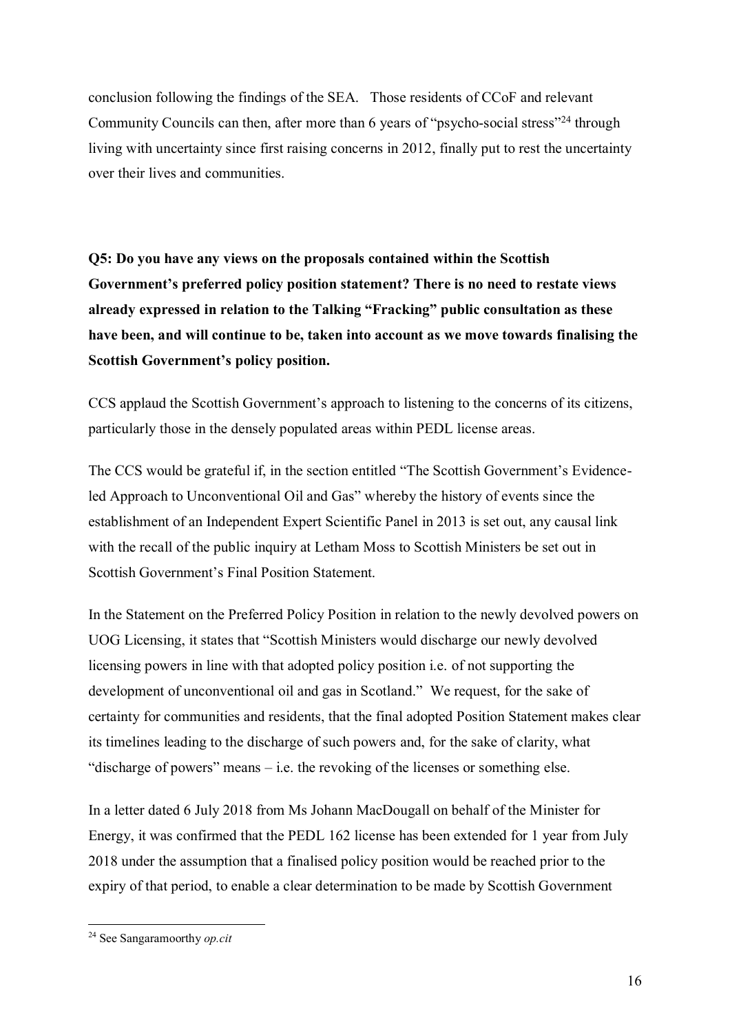conclusion following the findings of the SEA. Those residents of CCoF and relevant Community Councils can then, after more than 6 years of "psycho-social stress"[24] through living with uncertainty since first raising concerns in 2012, finally put to rest the uncertainty over their lives and communities.

**Q5: Do you have any views on the proposals contained within the Scottish Government's preferred policy position statement? There is no need to restate views already expressed in relation to the Talking "Fracking" public consultation as these have been, and will continue to be, taken into account as we move towards finalising the Scottish Government's policy position.**

CCS applaud the Scottish Government's approach to listening to the concerns of its citizens, particularly those in the densely populated areas within PEDL license areas.

The CCS would be grateful if, in the section entitled "The Scottish Government's Evidence-led Approach to Unconventional Oil and Gas" whereby the history of events since the establishment of an Independent Expert Scientific Panel in 2013 is set out, any causal link with the recall of the public inquiry at Letham Moss to Scottish Ministers be set out in Scottish Government's Final Position Statement.

In the Statement on the Preferred Policy Position in relation to the newly devolved powers on UOG Licensing, it states that "Scottish Ministers would discharge our newly devolved licensing powers in line with that adopted policy position i.e. of not supporting the development of unconventional oil and gas in Scotland." We request, for the sake of certainty for communities and residents, that the final adopted Position Statement makes clear its timelines leading to the discharge of such powers and, for the sake of clarity, what "discharge of powers" means – i.e. the revoking of the licenses or something else.

In a letter dated 6 July 2018 from Ms Johann MacDougall on behalf of the Minister for Energy, it was confirmed that the PEDL 162 license has been extended for 1 year from July 2018 under the assumption that a finalised policy position would be reached prior to the expiry of that period, to enable a clear determination to be made by Scottish Government

[24] See Sangaramoorthy *op.cit*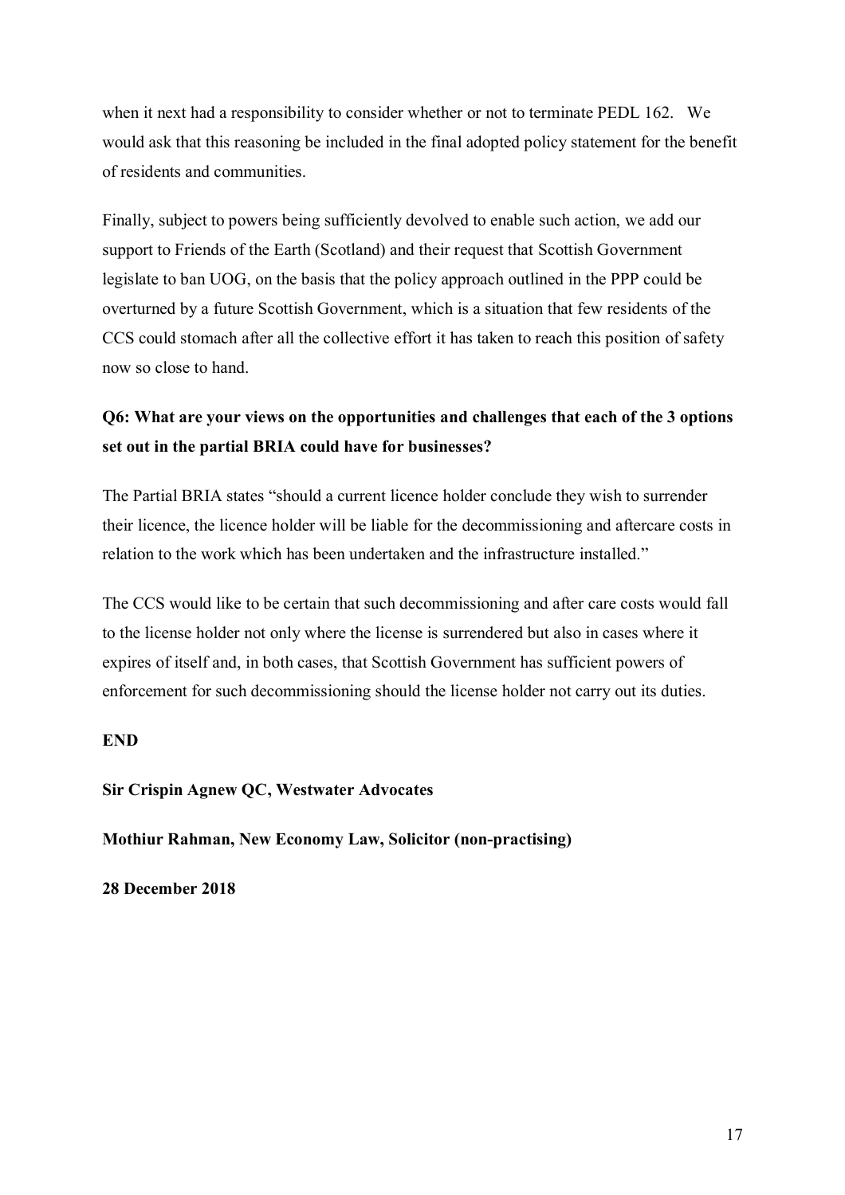when it next had a responsibility to consider whether or not to terminate PEDL 162. We would ask that this reasoning be included in the final adopted policy statement for the benefit of residents and communities.

Finally, subject to powers being sufficiently devolved to enable such action, we add our support to Friends of the Earth (Scotland) and their request that Scottish Government legislate to ban UOG, on the basis that the policy approach outlined in the PPP could be overturned by a future Scottish Government, which is a situation that few residents of the CCS could stomach after all the collective effort it has taken to reach this position of safety now so close to hand.

**Q6: What are your views on the opportunities and challenges that each of the 3 options set out in the partial BRIA could have for businesses?**

The Partial BRIA states "should a current licence holder conclude they wish to surrender their licence, the licence holder will be liable for the decommissioning and aftercare costs in relation to the work which has been undertaken and the infrastructure installed."

The CCS would like to be certain that such decommissioning and after care costs would fall to the license holder not only where the license is surrendered but also in cases where it expires of itself and, in both cases, that Scottish Government has sufficient powers of enforcement for such decommissioning should the license holder not carry out its duties.

**END**

**Sir Crispin Agnew QC, Westwater Advocates**

**Mothiur Rahman, New Economy Law, Solicitor (non-practising)**

**28 December 2018**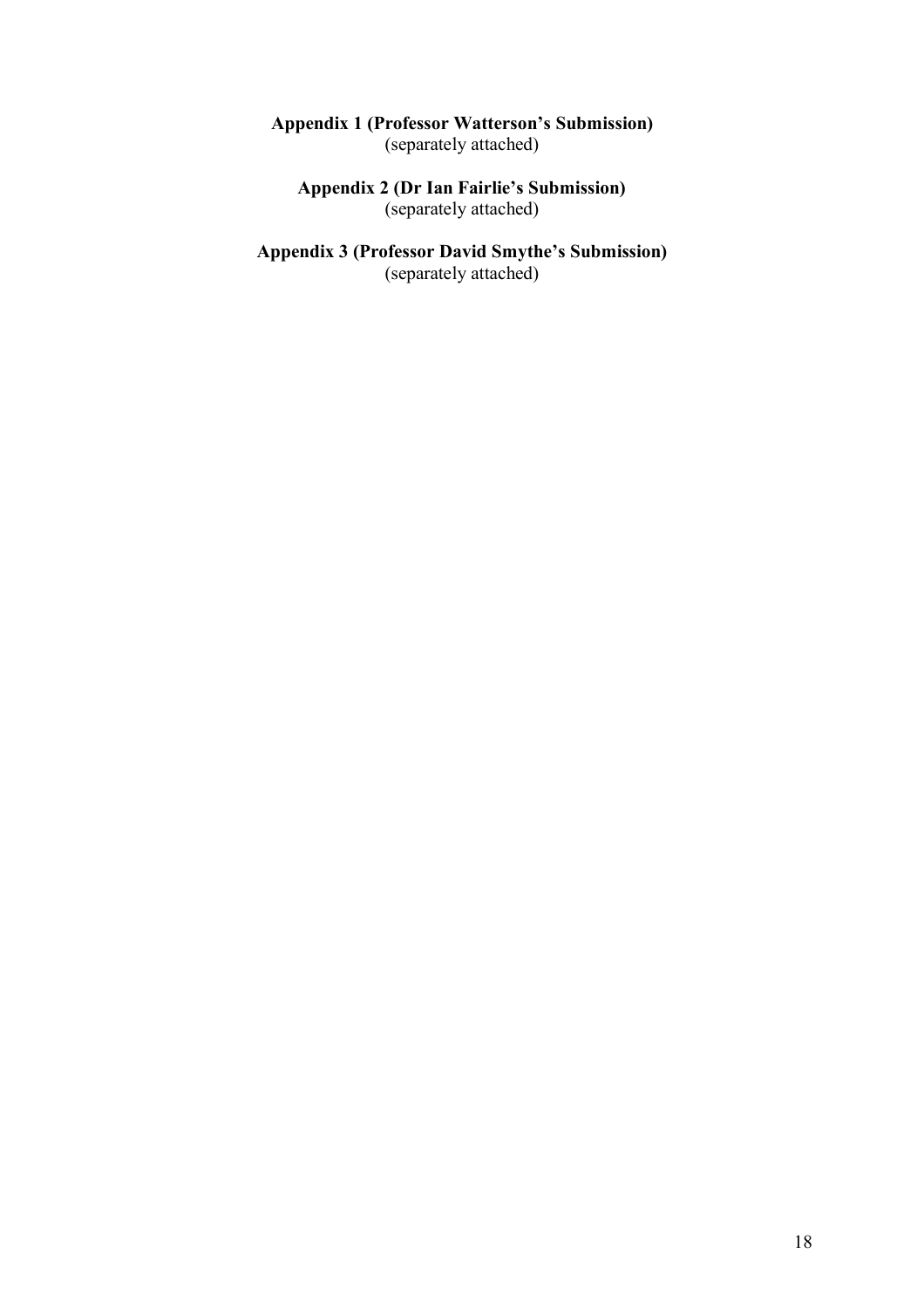**Appendix 1 (Professor Watterson's Submission)**
(separately attached)

**Appendix 2 (Dr Ian Fairlie's Submission)**
(separately attached)

**Appendix 3 (Professor David Smythe's Submission)**
(separately attached)